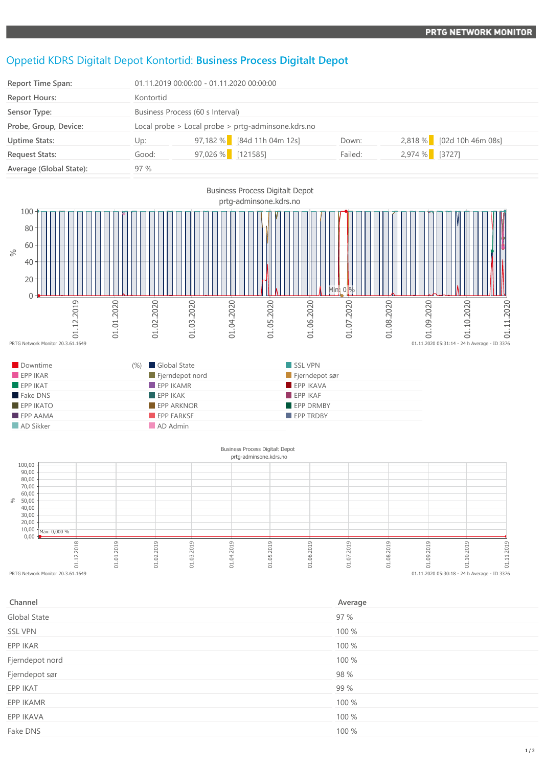PRTG NETWORK MONITOR

# Oppetid KDRS Digitalt Depot Kontortid: **Business Process Digitalt Depot**

| | | | | | |
|---|---|---|---|---|---|
| Report Time Span: | 01.11.2019 00:00:00 - 01.11.2020 00:00:00 | | | | |
| Report Hours: | Kontortid | | | | |
| Sensor Type: | Business Process (60 s Interval) | | | | |
| Probe, Group, Device: | Local probe > Local probe > prtg-adminsone.kdrs.no | | | | |
| Uptime Stats: | Up: 97,182 % | [84d 11h 04m 12s] | Down: | 2,818 % | [02d 10h 46m 08s] |
| Request Stats: | Good: 97,026 % | [121585] | Failed: | 2,974 % | [3727] |
| Average (Global State): | 97 % | | | | |

Business Process Digitalt Depot
prtg-adminsone.kdrs.no

PRTG Network Monitor 20.3.61.1649 — 01.11.2020 05:31:14 - 24 h Average - ID 3376

| | | |
|---|---|---|
| Downtime (%) | Global State | SSL VPN |
| EPP IKAR | Fjerndepot nord | Fjerndepot sør |
| EPP IKAT | EPP IKAMR | EPP IKAVA |
| Fake DNS | EPP IKAK | EPP IKAF |
| EPP IKATO | EPP ARKNOR | EPP DRMBY |
| EPP AAMA | EPP FARKSF | EPP TRDBY |
| AD Sikker | AD Admin | |

Business Process Digitalt Depot
prtg-adminsone.kdrs.no

PRTG Network Monitor 20.3.61.1649 — 01.11.2020 05:30:18 - 24 h Average - ID 3376

| Channel | Average |
|---|---|
| Global State | 97 % |
| SSL VPN | 100 % |
| EPP IKAR | 100 % |
| Fjerndepot nord | 100 % |
| Fjerndepot sør | 98 % |
| EPP IKAT | 99 % |
| EPP IKAMR | 100 % |
| EPP IKAVA | 100 % |
| Fake DNS | 100 % |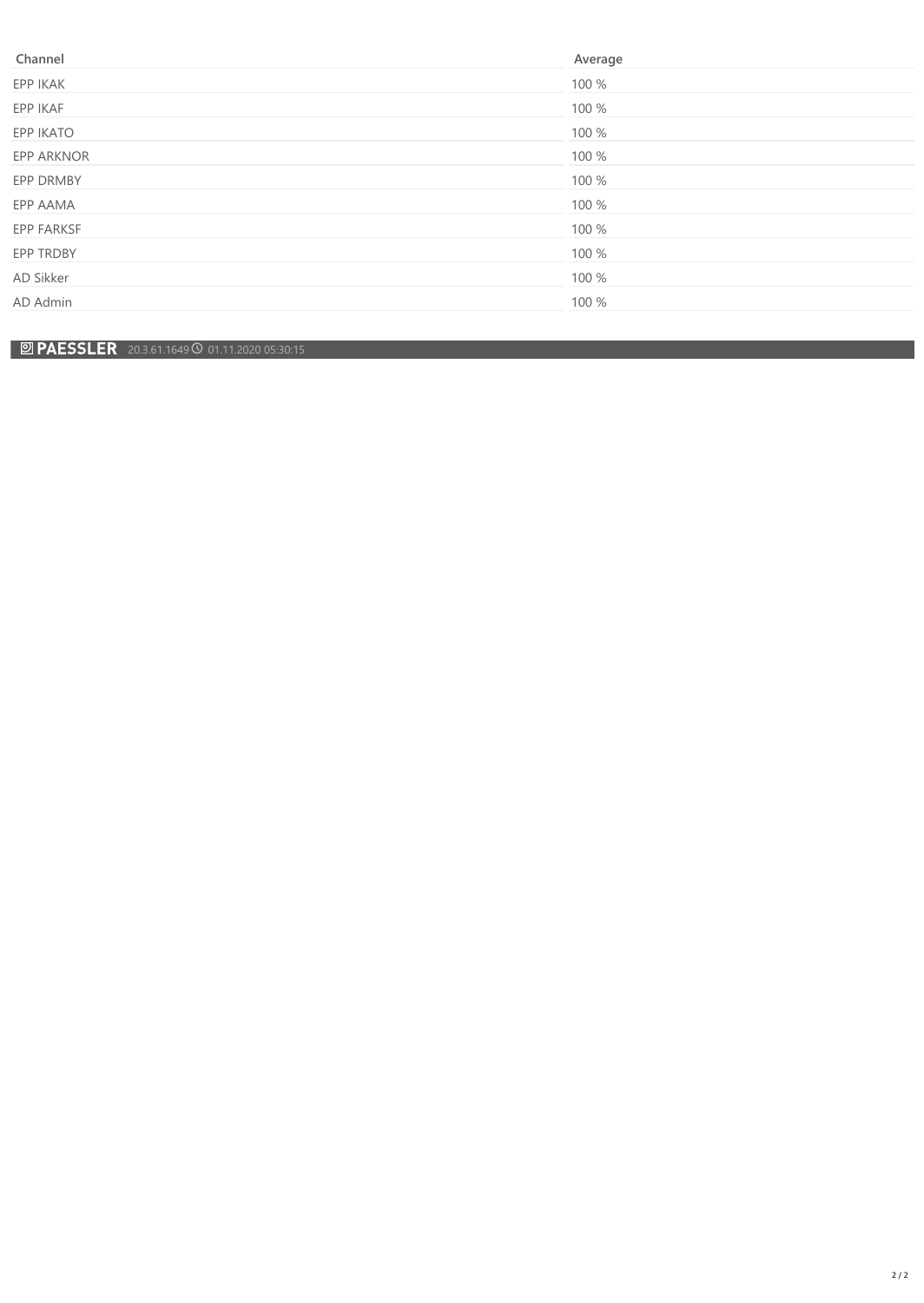| Channel | Average |
| --- | --- |
| EPP IKAK | 100 % |
| EPP IKAF | 100 % |
| EPP IKATO | 100 % |
| EPP ARKNOR | 100 % |
| EPP DRMBY | 100 % |
| EPP AAMA | 100 % |
| EPP FARKSF | 100 % |
| EPP TRDBY | 100 % |
| AD Sikker | 100 % |
| AD Admin | 100 % |

PAESSLER 20.3.61.1649 01.11.2020 05:30:15